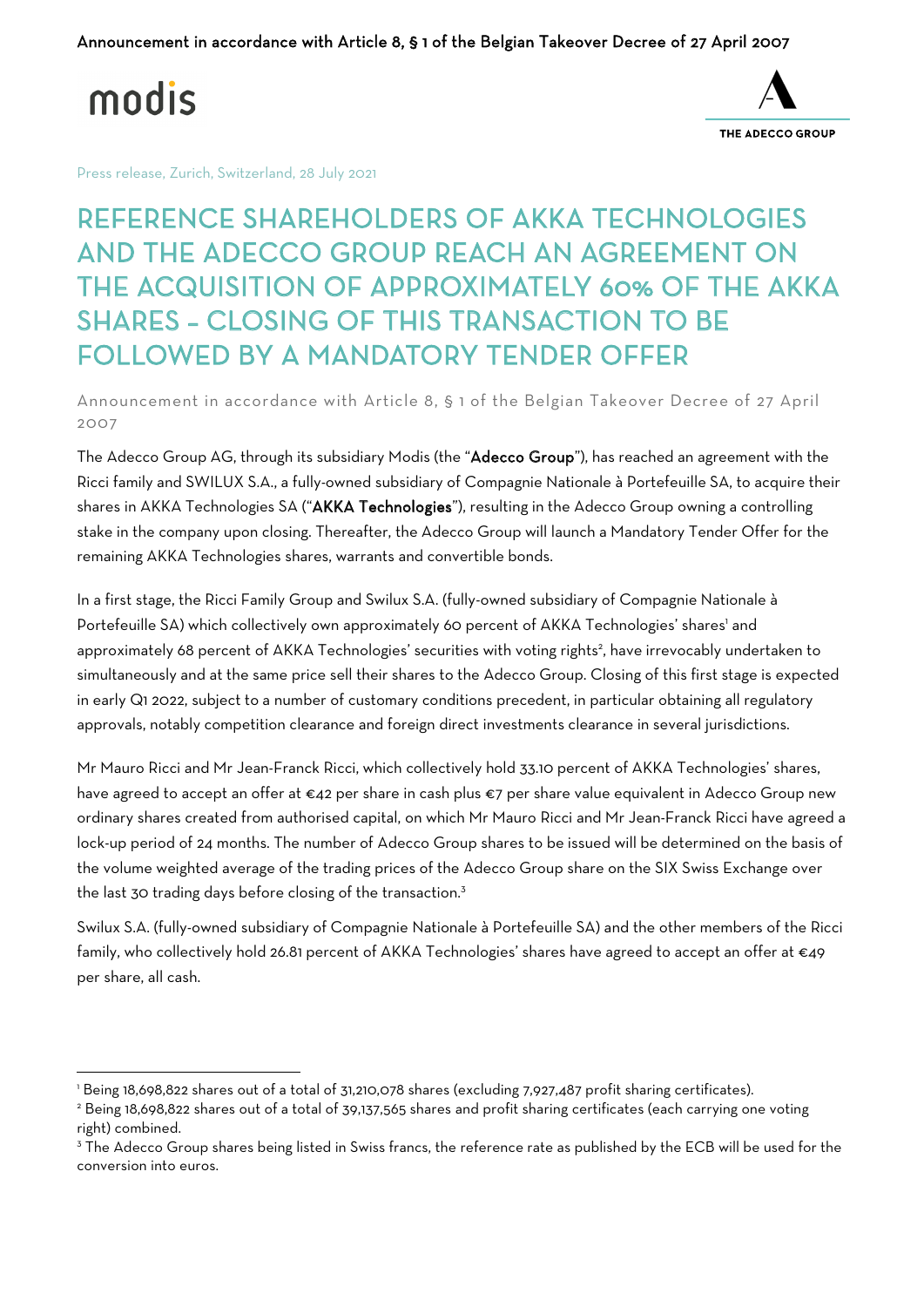Announcement in accordance with Article 8, § 1 of the Belgian Takeover Decree of 27 April 2007

modis

THE ADECCO GROUP

Press release, Zurich, Switzerland, 28 July 2021

# REFERENCE SHAREHOLDERS OF AKKA TECHNOLOGIES AND THE ADECCO GROUP REACH AN AGREEMENT ON THE ACQUISITION OF APPROXIMATELY 60% OF THE AKKA SHARES – CLOSING OF THIS TRANSACTION TO BE FOLLOWED BY A MANDATORY TENDER OFFER

Announcement in accordance with Article 8, § 1 of the Belgian Takeover Decree of 27 April 2007

The Adecco Group AG, through its subsidiary Modis (the "**Adecco Group**"), has reached an agreement with the Ricci family and SWILUX S.A., a fully-owned subsidiary of Compagnie Nationale à Portefeuille SA, to acquire their shares in AKKA Technologies SA ("**AKKA Technologies**"), resulting in the Adecco Group owning a controlling stake in the company upon closing. Thereafter, the Adecco Group will launch a Mandatory Tender Offer for the remaining AKKA Technologies shares, warrants and convertible bonds.

In a first stage, the Ricci Family Group and Swilux S.A. (fully-owned subsidiary of Compagnie Nationale à Portefeuille SA) which collectively own approximately 60 percent of AKKA Technologies' shares[1] and approximately 68 percent of AKKA Technologies' securities with voting rights[2], have irrevocably undertaken to simultaneously and at the same price sell their shares to the Adecco Group. Closing of this first stage is expected in early Q1 2022, subject to a number of customary conditions precedent, in particular obtaining all regulatory approvals, notably competition clearance and foreign direct investments clearance in several jurisdictions.

Mr Mauro Ricci and Mr Jean-Franck Ricci, which collectively hold 33.10 percent of AKKA Technologies' shares, have agreed to accept an offer at €42 per share in cash plus €7 per share value equivalent in Adecco Group new ordinary shares created from authorised capital, on which Mr Mauro Ricci and Mr Jean-Franck Ricci have agreed a lock-up period of 24 months. The number of Adecco Group shares to be issued will be determined on the basis of the volume weighted average of the trading prices of the Adecco Group share on the SIX Swiss Exchange over the last 30 trading days before closing of the transaction.[3]

Swilux S.A. (fully-owned subsidiary of Compagnie Nationale à Portefeuille SA) and the other members of the Ricci family, who collectively hold 26.81 percent of AKKA Technologies' shares have agreed to accept an offer at €49 per share, all cash.

---

[1] Being 18,698,822 shares out of a total of 31,210,078 shares (excluding 7,927,487 profit sharing certificates).

[2] Being 18,698,822 shares out of a total of 39,137,565 shares and profit sharing certificates (each carrying one voting right) combined.

[3] The Adecco Group shares being listed in Swiss francs, the reference rate as published by the ECB will be used for the conversion into euros.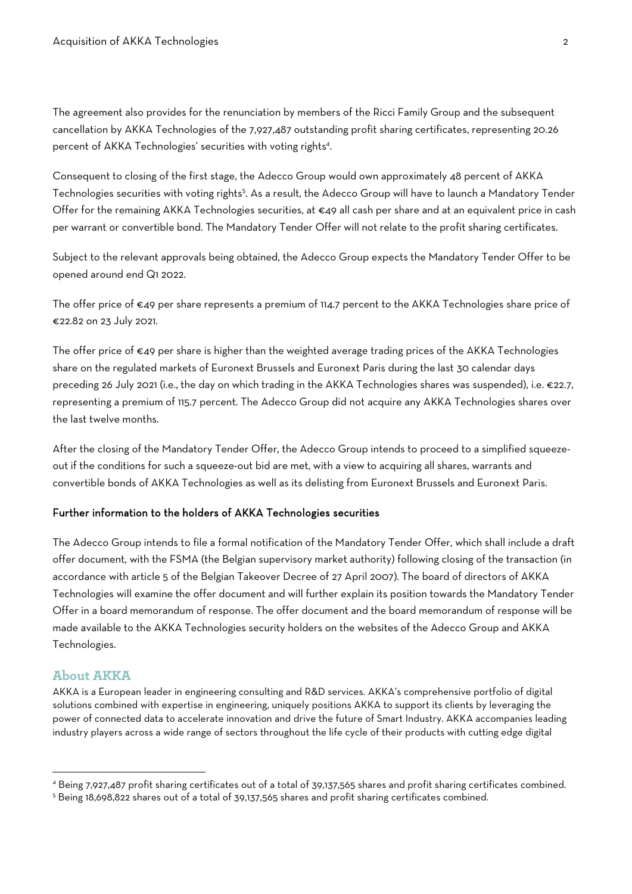The agreement also provides for the renunciation by members of the Ricci Family Group and the subsequent cancellation by AKKA Technologies of the 7,927,487 outstanding profit sharing certificates, representing 20.26 percent of AKKA Technologies' securities with voting rights[4].

Consequent to closing of the first stage, the Adecco Group would own approximately 48 percent of AKKA Technologies securities with voting rights[5]. As a result, the Adecco Group will have to launch a Mandatory Tender Offer for the remaining AKKA Technologies securities, at €49 all cash per share and at an equivalent price in cash per warrant or convertible bond. The Mandatory Tender Offer will not relate to the profit sharing certificates.

Subject to the relevant approvals being obtained, the Adecco Group expects the Mandatory Tender Offer to be opened around end Q1 2022.

The offer price of €49 per share represents a premium of 114.7 percent to the AKKA Technologies share price of €22.82 on 23 July 2021.

The offer price of €49 per share is higher than the weighted average trading prices of the AKKA Technologies share on the regulated markets of Euronext Brussels and Euronext Paris during the last 30 calendar days preceding 26 July 2021 (i.e., the day on which trading in the AKKA Technologies shares was suspended), i.e. €22.7, representing a premium of 115.7 percent. The Adecco Group did not acquire any AKKA Technologies shares over the last twelve months.

After the closing of the Mandatory Tender Offer, the Adecco Group intends to proceed to a simplified squeeze-out if the conditions for such a squeeze-out bid are met, with a view to acquiring all shares, warrants and convertible bonds of AKKA Technologies as well as its delisting from Euronext Brussels and Euronext Paris.

### Further information to the holders of AKKA Technologies securities

The Adecco Group intends to file a formal notification of the Mandatory Tender Offer, which shall include a draft offer document, with the FSMA (the Belgian supervisory market authority) following closing of the transaction (in accordance with article 5 of the Belgian Takeover Decree of 27 April 2007). The board of directors of AKKA Technologies will examine the offer document and will further explain its position towards the Mandatory Tender Offer in a board memorandum of response. The offer document and the board memorandum of response will be made available to the AKKA Technologies security holders on the websites of the Adecco Group and AKKA Technologies.

## About AKKA

AKKA is a European leader in engineering consulting and R&D services. AKKA's comprehensive portfolio of digital solutions combined with expertise in engineering, uniquely positions AKKA to support its clients by leveraging the power of connected data to accelerate innovation and drive the future of Smart Industry. AKKA accompanies leading industry players across a wide range of sectors throughout the life cycle of their products with cutting edge digital

---

[4] Being 7,927,487 profit sharing certificates out of a total of 39,137,565 shares and profit sharing certificates combined.

[5] Being 18,698,822 shares out of a total of 39,137,565 shares and profit sharing certificates combined.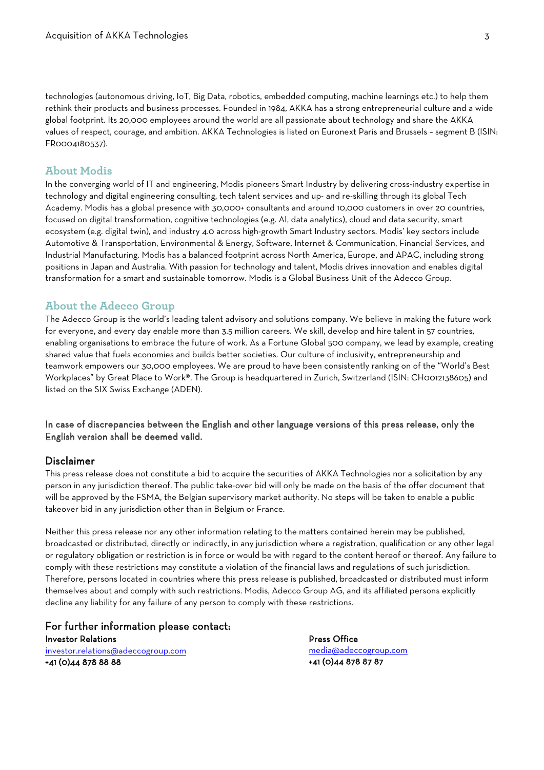technologies (autonomous driving, IoT, Big Data, robotics, embedded computing, machine learnings etc.) to help them rethink their products and business processes. Founded in 1984, AKKA has a strong entrepreneurial culture and a wide global footprint. Its 20,000 employees around the world are all passionate about technology and share the AKKA values of respect, courage, and ambition. AKKA Technologies is listed on Euronext Paris and Brussels – segment B (ISIN: FR0004180537).

## About Modis

In the converging world of IT and engineering, Modis pioneers Smart Industry by delivering cross-industry expertise in technology and digital engineering consulting, tech talent services and up- and re-skilling through its global Tech Academy. Modis has a global presence with 30,000+ consultants and around 10,000 customers in over 20 countries, focused on digital transformation, cognitive technologies (e.g. AI, data analytics), cloud and data security, smart ecosystem (e.g. digital twin), and industry 4.0 across high-growth Smart Industry sectors. Modis' key sectors include Automotive & Transportation, Environmental & Energy, Software, Internet & Communication, Financial Services, and Industrial Manufacturing. Modis has a balanced footprint across North America, Europe, and APAC, including strong positions in Japan and Australia. With passion for technology and talent, Modis drives innovation and enables digital transformation for a smart and sustainable tomorrow. Modis is a Global Business Unit of the Adecco Group.

## About the Adecco Group

The Adecco Group is the world's leading talent advisory and solutions company. We believe in making the future work for everyone, and every day enable more than 3.5 million careers. We skill, develop and hire talent in 57 countries, enabling organisations to embrace the future of work. As a Fortune Global 500 company, we lead by example, creating shared value that fuels economies and builds better societies. Our culture of inclusivity, entrepreneurship and teamwork empowers our 30,000 employees. We are proud to have been consistently ranking on of the "World's Best Workplaces" by Great Place to Work®. The Group is headquartered in Zurich, Switzerland (ISIN: CH0012138605) and listed on the SIX Swiss Exchange (ADEN).

In case of discrepancies between the English and other language versions of this press release, only the English version shall be deemed valid.

## Disclaimer

This press release does not constitute a bid to acquire the securities of AKKA Technologies nor a solicitation by any person in any jurisdiction thereof. The public take-over bid will only be made on the basis of the offer document that will be approved by the FSMA, the Belgian supervisory market authority. No steps will be taken to enable a public takeover bid in any jurisdiction other than in Belgium or France.

Neither this press release nor any other information relating to the matters contained herein may be published, broadcasted or distributed, directly or indirectly, in any jurisdiction where a registration, qualification or any other legal or regulatory obligation or restriction is in force or would be with regard to the content hereof or thereof. Any failure to comply with these restrictions may constitute a violation of the financial laws and regulations of such jurisdiction. Therefore, persons located in countries where this press release is published, broadcasted or distributed must inform themselves about and comply with such restrictions. Modis, Adecco Group AG, and its affiliated persons explicitly decline any liability for any failure of any person to comply with these restrictions.

## For further information please contact:

**Investor Relations**
investor.relations@adeccogroup.com
+41 (0)44 878 88 88

**Press Office**
media@adeccogroup.com
+41 (0)44 878 87 87